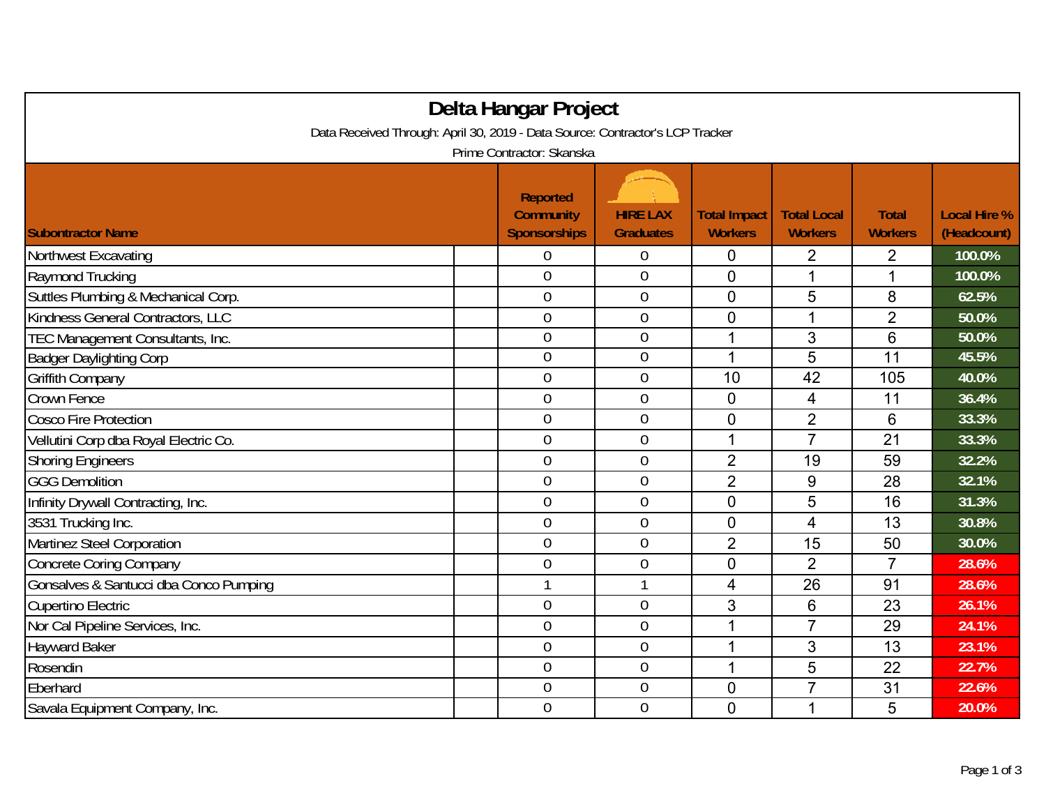# Delta Hangar Project

Data Received Through: April 30, 2019 - Data Source: Contractor's LCP Tracker

Prime Contractor: Skanska

| Subontractor Name | Reported Community Sponsorships | HIRE LAX Graduates | Total Impact Workers | Total Local Workers | Total Workers | Local Hire % (Headcount) |
|---|---|---|---|---|---|---|
| Northwest Excavating | 0 | 0 | 0 | 2 | 2 | 100.0% |
| Raymond Trucking | 0 | 0 | 0 | 1 | 1 | 100.0% |
| Suttles Plumbing & Mechanical Corp. | 0 | 0 | 0 | 5 | 8 | 62.5% |
| Kindness General Contractors, LLC | 0 | 0 | 0 | 1 | 2 | 50.0% |
| TEC Management Consultants, Inc. | 0 | 0 | 1 | 3 | 6 | 50.0% |
| Badger Daylighting Corp | 0 | 0 | 1 | 5 | 11 | 45.5% |
| Griffith Company | 0 | 0 | 10 | 42 | 105 | 40.0% |
| Crown Fence | 0 | 0 | 0 | 4 | 11 | 36.4% |
| Cosco Fire Protection | 0 | 0 | 0 | 2 | 6 | 33.3% |
| Vellutini Corp dba Royal Electric Co. | 0 | 0 | 1 | 7 | 21 | 33.3% |
| Shoring Engineers | 0 | 0 | 2 | 19 | 59 | 32.2% |
| GGG Demolition | 0 | 0 | 2 | 9 | 28 | 32.1% |
| Infinity Drywall Contracting, Inc. | 0 | 0 | 0 | 5 | 16 | 31.3% |
| 3531 Trucking Inc. | 0 | 0 | 0 | 4 | 13 | 30.8% |
| Martinez Steel Corporation | 0 | 0 | 2 | 15 | 50 | 30.0% |
| Concrete Coring Company | 0 | 0 | 0 | 2 | 7 | 28.6% |
| Gonsalves & Santucci dba Conco Pumping | 1 | 1 | 4 | 26 | 91 | 28.6% |
| Cupertino Electric | 0 | 0 | 3 | 6 | 23 | 26.1% |
| Nor Cal Pipeline Services, Inc. | 0 | 0 | 1 | 7 | 29 | 24.1% |
| Hayward Baker | 0 | 0 | 1 | 3 | 13 | 23.1% |
| Rosendin | 0 | 0 | 1 | 5 | 22 | 22.7% |
| Eberhard | 0 | 0 | 0 | 7 | 31 | 22.6% |
| Savala Equipment Company, Inc. | 0 | 0 | 0 | 1 | 5 | 20.0% |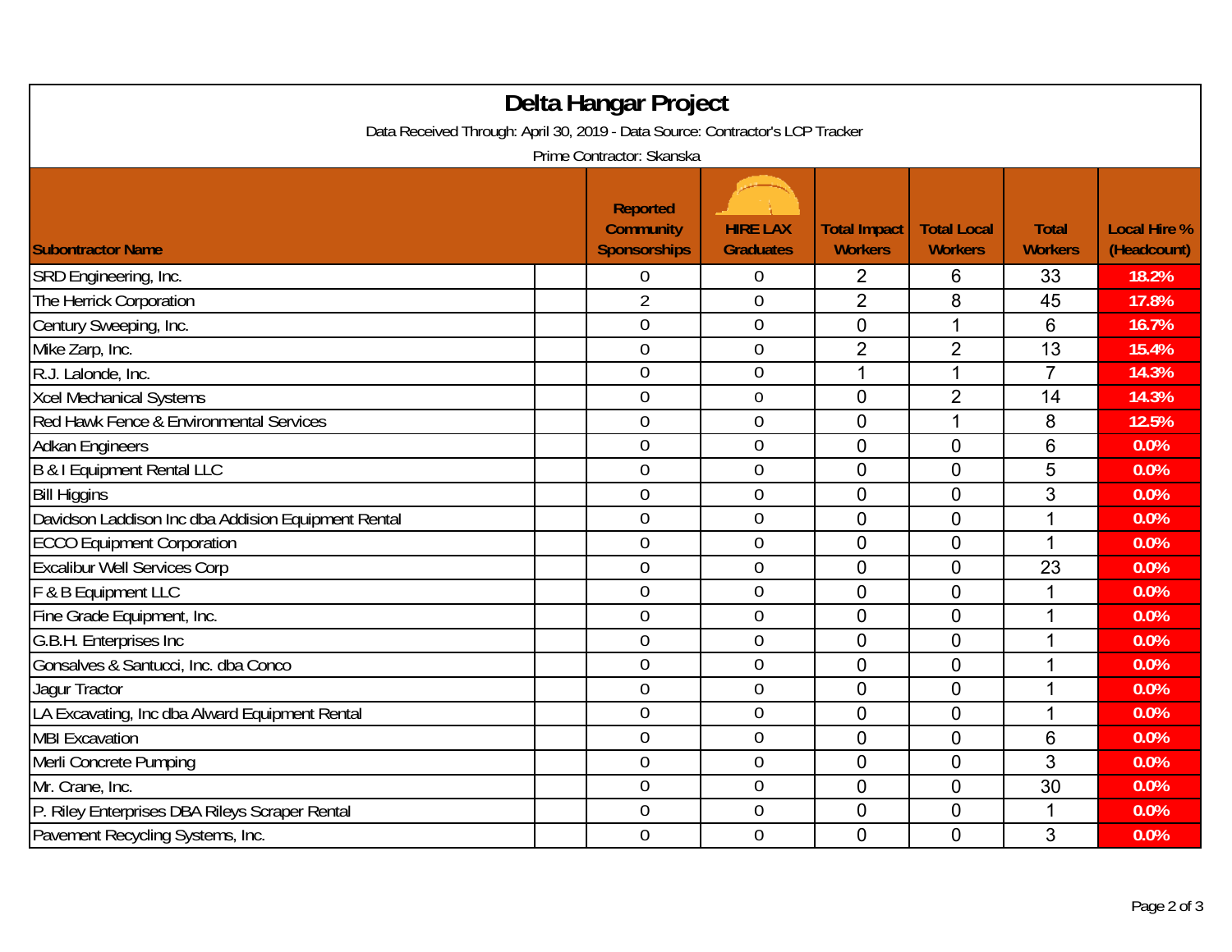# Delta Hangar Project

Data Received Through: April 30, 2019 - Data Source: Contractor's LCP Tracker

Prime Contractor: Skanska

| Subontractor Name | Reported Community Sponsorships | HIRE LAX Graduates | Total Impact Workers | Total Local Workers | Total Workers | Local Hire % (Headcount) |
|---|---|---|---|---|---|---|
| SRD Engineering, Inc. | 0 | 0 | 2 | 6 | 33 | 18.2% |
| The Herrick Corporation | 2 | 0 | 2 | 8 | 45 | 17.8% |
| Century Sweeping, Inc. | 0 | 0 | 0 | 1 | 6 | 16.7% |
| Mike Zarp, Inc. | 0 | 0 | 2 | 2 | 13 | 15.4% |
| R.J. Lalonde, Inc. | 0 | 0 | 1 | 1 | 7 | 14.3% |
| Xcel Mechanical Systems | 0 | 0 | 0 | 2 | 14 | 14.3% |
| Red Hawk Fence & Environmental Services | 0 | 0 | 0 | 1 | 8 | 12.5% |
| Adkan Engineers | 0 | 0 | 0 | 0 | 6 | 0.0% |
| B & I Equipment Rental LLC | 0 | 0 | 0 | 0 | 5 | 0.0% |
| Bill Higgins | 0 | 0 | 0 | 0 | 3 | 0.0% |
| Davidson Laddison Inc dba Addision Equipment Rental | 0 | 0 | 0 | 0 | 1 | 0.0% |
| ECCO Equipment Corporation | 0 | 0 | 0 | 0 | 1 | 0.0% |
| Excalibur Well Services Corp | 0 | 0 | 0 | 0 | 23 | 0.0% |
| F & B Equipment LLC | 0 | 0 | 0 | 0 | 1 | 0.0% |
| Fine Grade Equipment, Inc. | 0 | 0 | 0 | 0 | 1 | 0.0% |
| G.B.H. Enterprises Inc | 0 | 0 | 0 | 0 | 1 | 0.0% |
| Gonsalves & Santucci, Inc. dba Conco | 0 | 0 | 0 | 0 | 1 | 0.0% |
| Jagur Tractor | 0 | 0 | 0 | 0 | 1 | 0.0% |
| LA Excavating, Inc dba Alward Equipment Rental | 0 | 0 | 0 | 0 | 1 | 0.0% |
| MBI Excavation | 0 | 0 | 0 | 0 | 6 | 0.0% |
| Merli Concrete Pumping | 0 | 0 | 0 | 0 | 3 | 0.0% |
| Mr. Crane, Inc. | 0 | 0 | 0 | 0 | 30 | 0.0% |
| P. Riley Enterprises DBA Rileys Scraper Rental | 0 | 0 | 0 | 0 | 1 | 0.0% |
| Pavement Recycling Systems, Inc. | 0 | 0 | 0 | 0 | 3 | 0.0% |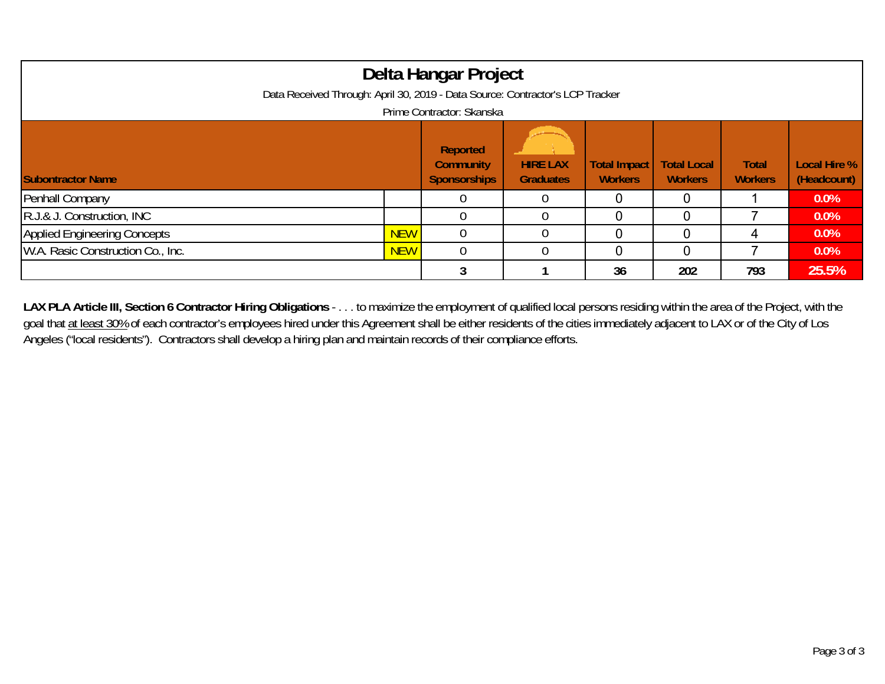# Delta Hangar Project

Data Received Through: April 30, 2019 - Data Source: Contractor's LCP Tracker

Prime Contractor: Skanska

| Subontractor Name | | Reported Community Sponsorships | HIRE LAX Graduates | Total Impact Workers | Total Local Workers | Total Workers | Local Hire % (Headcount) |
|---|---|---|---|---|---|---|---|
| Penhall Company | | 0 | 0 | 0 | 0 | 1 | 0.0% |
| R.J.& J. Construction, INC | | 0 | 0 | 0 | 0 | 7 | 0.0% |
| Applied Engineering Concepts | NEW | 0 | 0 | 0 | 0 | 4 | 0.0% |
| W.A. Rasic Construction Co., Inc. | NEW | 0 | 0 | 0 | 0 | 7 | 0.0% |
| | | **3** | **1** | **36** | **202** | **793** | **25.5%** |

**LAX PLA Article III, Section 6 Contractor Hiring Obligations** - . . . to maximize the employment of qualified local persons residing within the area of the Project, with the goal that at least 30% of each contractor's employees hired under this Agreement shall be either residents of the cities immediately adjacent to LAX or of the City of Los Angeles ("local residents"). Contractors shall develop a hiring plan and maintain records of their compliance efforts.